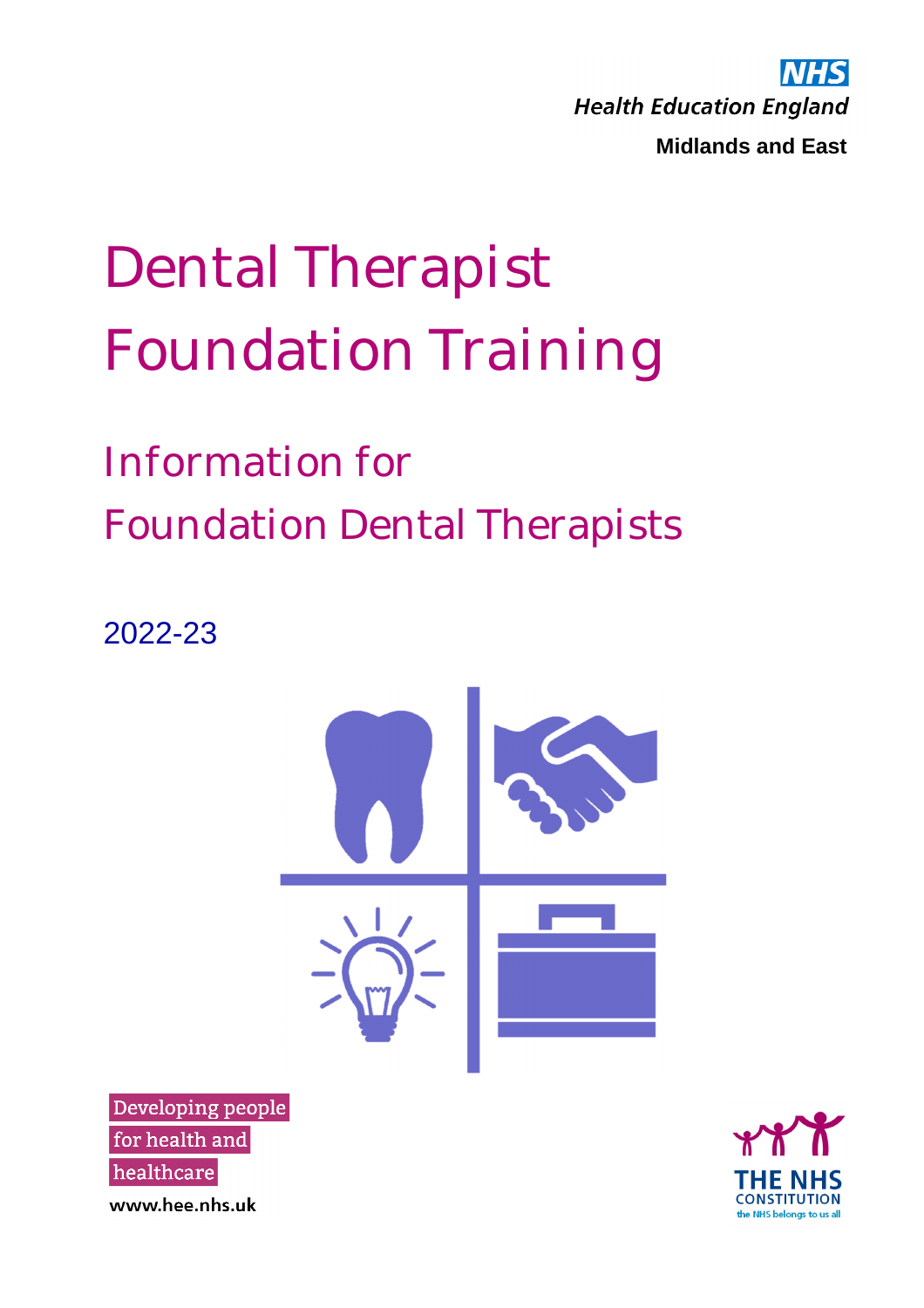NHS

Health Education England

**Midlands and East**

# Dental Therapist Foundation Training

## Information for Foundation Dental Therapists

2022-23

Developing people for health and healthcare

www.hee.nhs.uk

THE NHS CONSTITUTION
the NHS belongs to us all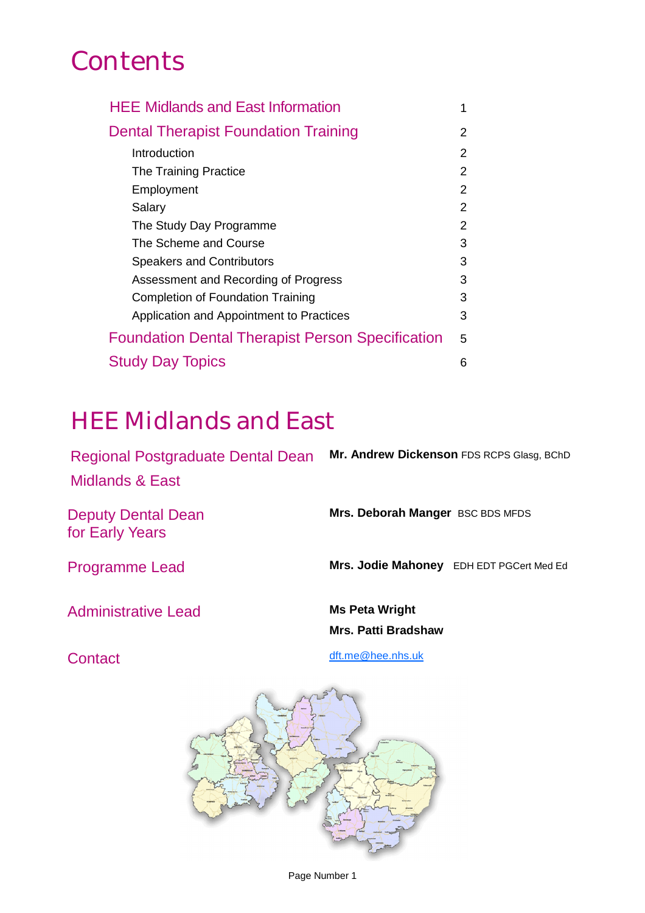# Contents

| | |
|---|---|
| HEE Midlands and East Information | 1 |
| Dental Therapist Foundation Training | 2 |
| Introduction | 2 |
| The Training Practice | 2 |
| Employment | 2 |
| Salary | 2 |
| The Study Day Programme | 2 |
| The Scheme and Course | 3 |
| Speakers and Contributors | 3 |
| Assessment and Recording of Progress | 3 |
| Completion of Foundation Training | 3 |
| Application and Appointment to Practices | 3 |
| Foundation Dental Therapist Person Specification | 5 |
| Study Day Topics | 6 |

# HEE Midlands and East

**Regional Postgraduate Dental Dean Midlands & East** — **Mr. Andrew Dickenson** FDS RCPS Glasg, BChD

**Deputy Dental Dean for Early Years** — **Mrs. Deborah Manger** BSC BDS MFDS

**Programme Lead** — **Mrs. Jodie Mahoney** EDH EDT PGCert Med Ed

**Administrative Lead** — **Ms Peta Wright**, **Mrs. Patti Bradshaw**

**Contact** — dft.me@hee.nhs.uk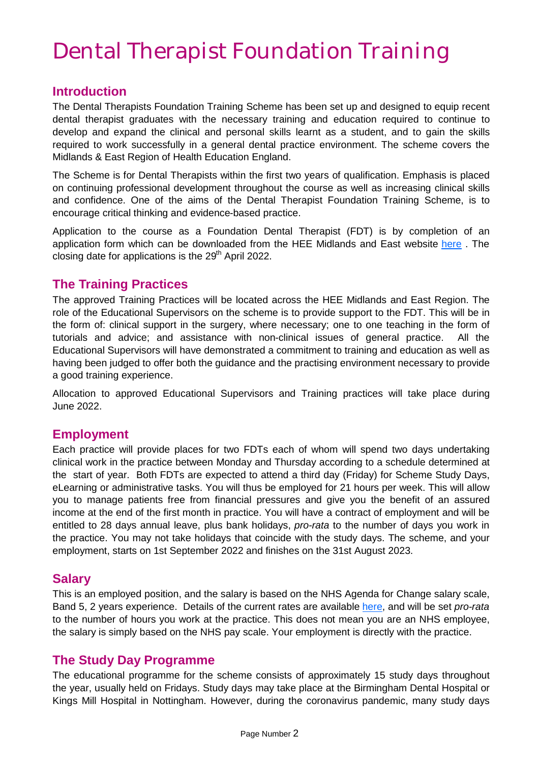# Dental Therapist Foundation Training

## Introduction

The Dental Therapists Foundation Training Scheme has been set up and designed to equip recent dental therapist graduates with the necessary training and education required to continue to develop and expand the clinical and personal skills learnt as a student, and to gain the skills required to work successfully in a general dental practice environment. The scheme covers the Midlands & East Region of Health Education England.

The Scheme is for Dental Therapists within the first two years of qualification. Emphasis is placed on continuing professional development throughout the course as well as increasing clinical skills and confidence. One of the aims of the Dental Therapist Foundation Training Scheme, is to encourage critical thinking and evidence-based practice.

Application to the course as a Foundation Dental Therapist (FDT) is by completion of an application form which can be downloaded from the HEE Midlands and East website here . The closing date for applications is the 29th April 2022.

## The Training Practices

The approved Training Practices will be located across the HEE Midlands and East Region. The role of the Educational Supervisors on the scheme is to provide support to the FDT. This will be in the form of: clinical support in the surgery, where necessary; one to one teaching in the form of tutorials and advice; and assistance with non-clinical issues of general practice. All the Educational Supervisors will have demonstrated a commitment to training and education as well as having been judged to offer both the guidance and the practising environment necessary to provide a good training experience.

Allocation to approved Educational Supervisors and Training practices will take place during June 2022.

## Employment

Each practice will provide places for two FDTs each of whom will spend two days undertaking clinical work in the practice between Monday and Thursday according to a schedule determined at the start of year. Both FDTs are expected to attend a third day (Friday) for Scheme Study Days, eLearning or administrative tasks. You will thus be employed for 21 hours per week. This will allow you to manage patients free from financial pressures and give you the benefit of an assured income at the end of the first month in practice. You will have a contract of employment and will be entitled to 28 days annual leave, plus bank holidays, *pro-rata* to the number of days you work in the practice. You may not take holidays that coincide with the study days. The scheme, and your employment, starts on 1st September 2022 and finishes on the 31st August 2023.

## Salary

This is an employed position, and the salary is based on the NHS Agenda for Change salary scale, Band 5, 2 years experience. Details of the current rates are available here, and will be set *pro-rata* to the number of hours you work at the practice. This does not mean you are an NHS employee, the salary is simply based on the NHS pay scale. Your employment is directly with the practice.

## The Study Day Programme

The educational programme for the scheme consists of approximately 15 study days throughout the year, usually held on Fridays. Study days may take place at the Birmingham Dental Hospital or Kings Mill Hospital in Nottingham. However, during the coronavirus pandemic, many study days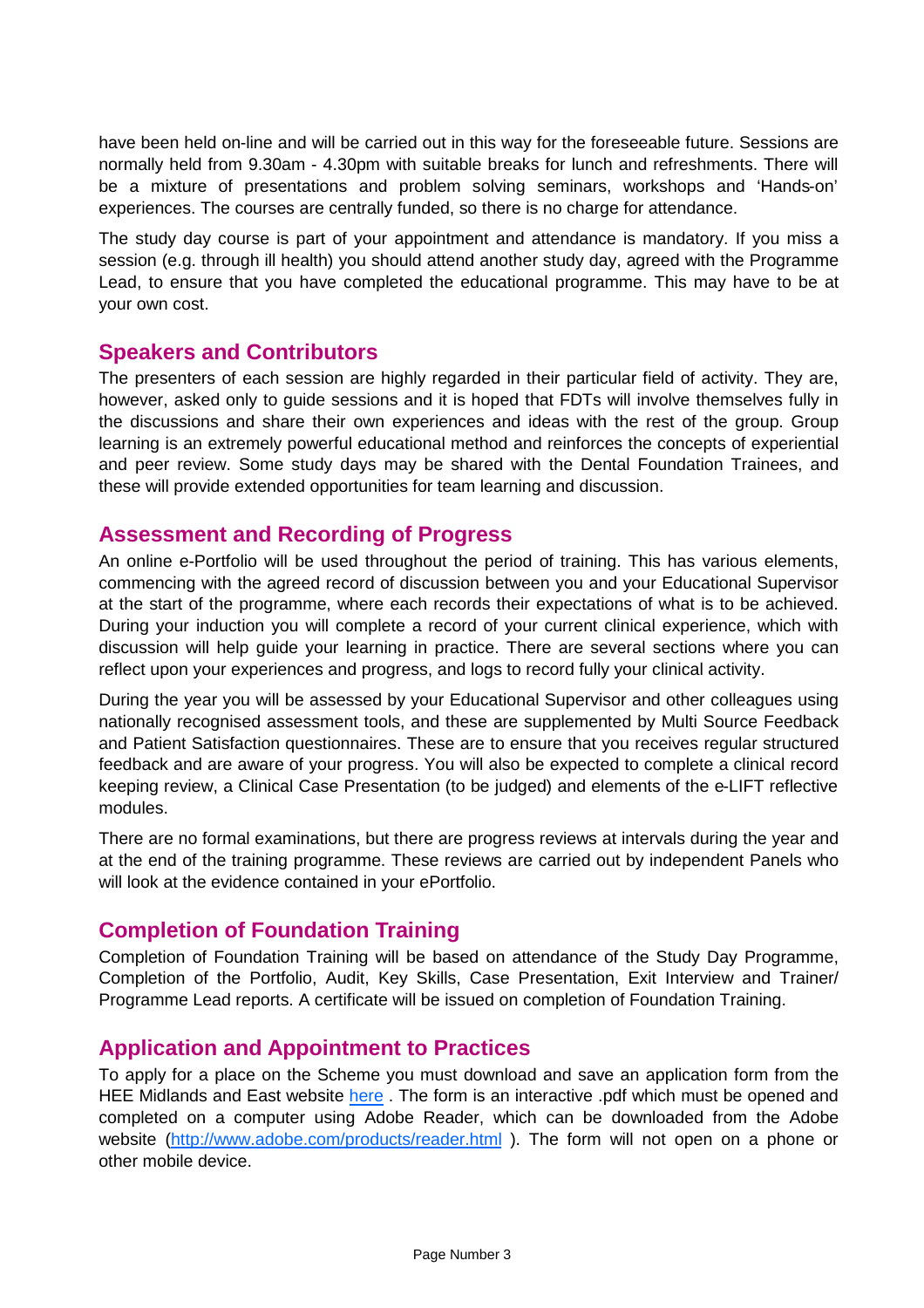have been held on-line and will be carried out in this way for the foreseeable future. Sessions are normally held from 9.30am - 4.30pm with suitable breaks for lunch and refreshments. There will be a mixture of presentations and problem solving seminars, workshops and 'Hands-on' experiences. The courses are centrally funded, so there is no charge for attendance.

The study day course is part of your appointment and attendance is mandatory. If you miss a session (e.g. through ill health) you should attend another study day, agreed with the Programme Lead, to ensure that you have completed the educational programme. This may have to be at your own cost.

## Speakers and Contributors

The presenters of each session are highly regarded in their particular field of activity. They are, however, asked only to guide sessions and it is hoped that FDTs will involve themselves fully in the discussions and share their own experiences and ideas with the rest of the group. Group learning is an extremely powerful educational method and reinforces the concepts of experiential and peer review. Some study days may be shared with the Dental Foundation Trainees, and these will provide extended opportunities for team learning and discussion.

## Assessment and Recording of Progress

An online e-Portfolio will be used throughout the period of training. This has various elements, commencing with the agreed record of discussion between you and your Educational Supervisor at the start of the programme, where each records their expectations of what is to be achieved. During your induction you will complete a record of your current clinical experience, which with discussion will help guide your learning in practice. There are several sections where you can reflect upon your experiences and progress, and logs to record fully your clinical activity.

During the year you will be assessed by your Educational Supervisor and other colleagues using nationally recognised assessment tools, and these are supplemented by Multi Source Feedback and Patient Satisfaction questionnaires. These are to ensure that you receives regular structured feedback and are aware of your progress. You will also be expected to complete a clinical record keeping review, a Clinical Case Presentation (to be judged) and elements of the e-LIFT reflective modules.

There are no formal examinations, but there are progress reviews at intervals during the year and at the end of the training programme. These reviews are carried out by independent Panels who will look at the evidence contained in your ePortfolio.

## Completion of Foundation Training

Completion of Foundation Training will be based on attendance of the Study Day Programme, Completion of the Portfolio, Audit, Key Skills, Case Presentation, Exit Interview and Trainer/ Programme Lead reports. A certificate will be issued on completion of Foundation Training.

## Application and Appointment to Practices

To apply for a place on the Scheme you must download and save an application form from the HEE Midlands and East website [here](). The form is an interactive .pdf which must be opened and completed on a computer using Adobe Reader, which can be downloaded from the Adobe website (http://www.adobe.com/products/reader.html ). The form will not open on a phone or other mobile device.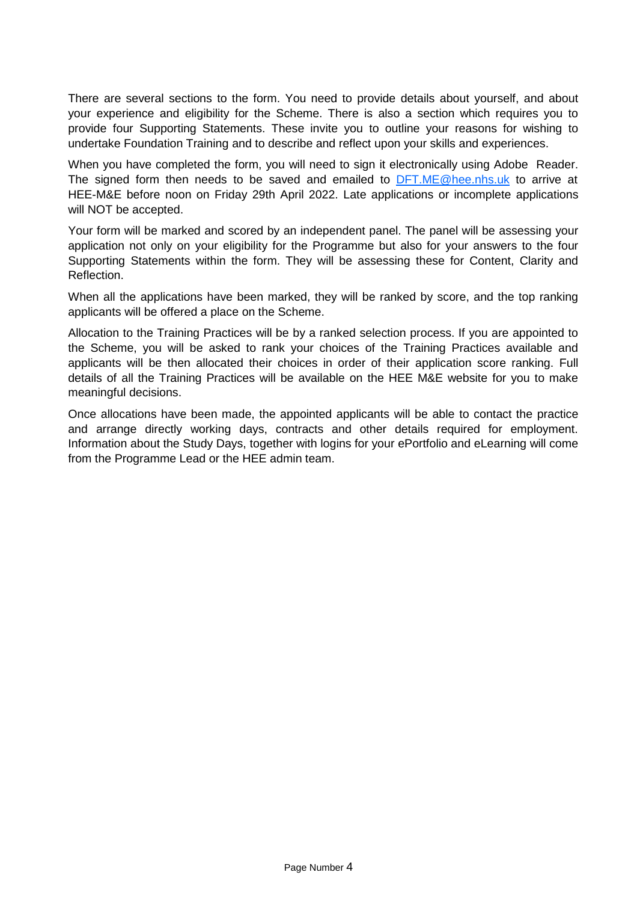There are several sections to the form. You need to provide details about yourself, and about your experience and eligibility for the Scheme. There is also a section which requires you to provide four Supporting Statements. These invite you to outline your reasons for wishing to undertake Foundation Training and to describe and reflect upon your skills and experiences.

When you have completed the form, you will need to sign it electronically using Adobe Reader. The signed form then needs to be saved and emailed to [DFT.ME@hee.nhs.uk](mailto:DFT.ME@hee.nhs.uk) to arrive at HEE-M&E before noon on Friday 29th April 2022. Late applications or incomplete applications will NOT be accepted.

Your form will be marked and scored by an independent panel. The panel will be assessing your application not only on your eligibility for the Programme but also for your answers to the four Supporting Statements within the form. They will be assessing these for Content, Clarity and Reflection.

When all the applications have been marked, they will be ranked by score, and the top ranking applicants will be offered a place on the Scheme.

Allocation to the Training Practices will be by a ranked selection process. If you are appointed to the Scheme, you will be asked to rank your choices of the Training Practices available and applicants will be then allocated their choices in order of their application score ranking. Full details of all the Training Practices will be available on the HEE M&E website for you to make meaningful decisions.

Once allocations have been made, the appointed applicants will be able to contact the practice and arrange directly working days, contracts and other details required for employment. Information about the Study Days, together with logins for your ePortfolio and eLearning will come from the Programme Lead or the HEE admin team.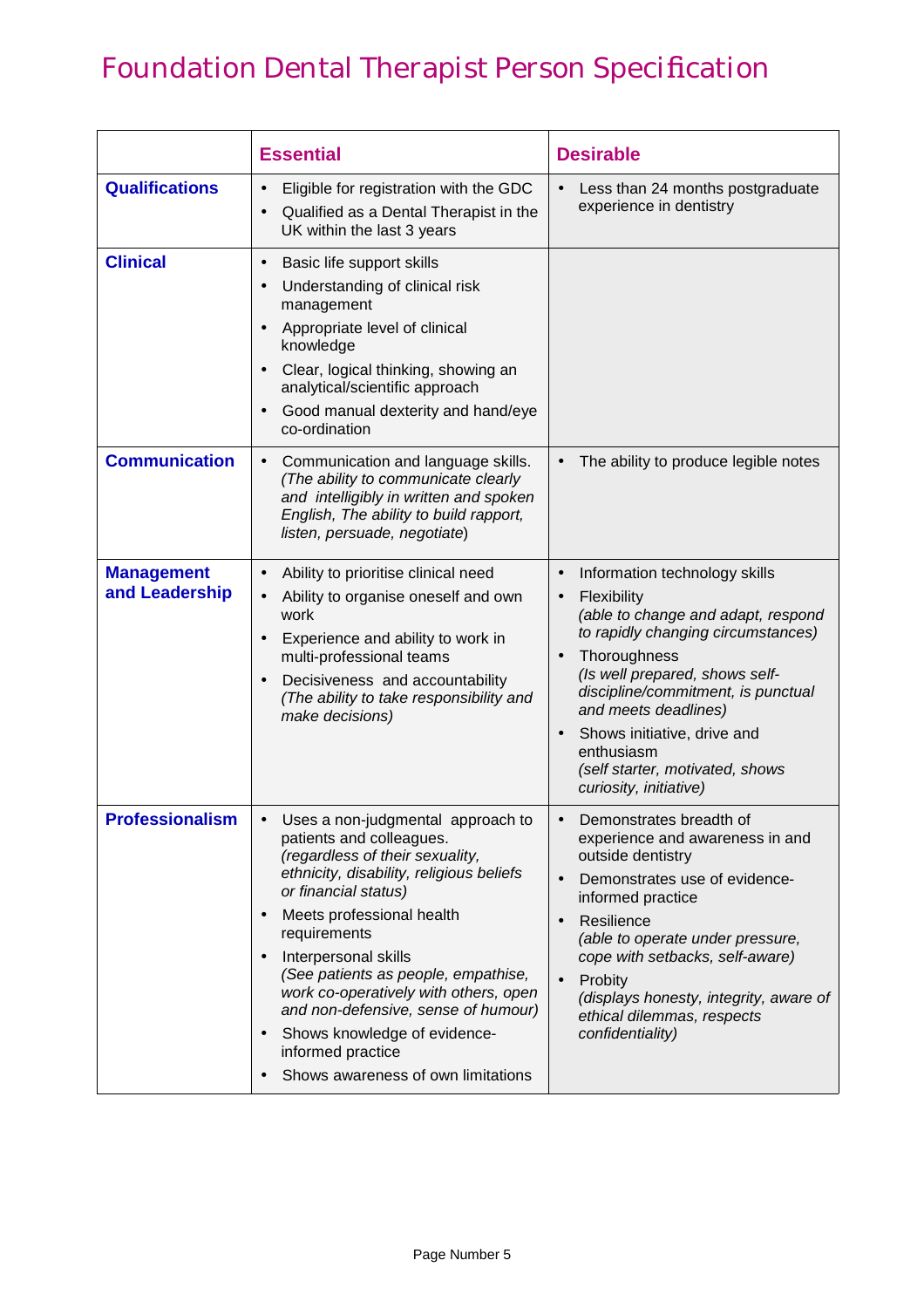# Foundation Dental Therapist Person Specification

| | **Essential** | **Desirable** |
|---|---|---|
| **Qualifications** | • Eligible for registration with the GDC<br>• Qualified as a Dental Therapist in the UK within the last 3 years | • Less than 24 months postgraduate experience in dentistry |
| **Clinical** | • Basic life support skills<br>• Understanding of clinical risk management<br>• Appropriate level of clinical knowledge<br>• Clear, logical thinking, showing an analytical/scientific approach<br>• Good manual dexterity and hand/eye co-ordination | |
| **Communication** | • Communication and language skills. *(The ability to communicate clearly and intelligibly in written and spoken English, The ability to build rapport, listen, persuade, negotiate*) | • The ability to produce legible notes |
| **Management and Leadership** | • Ability to prioritise clinical need<br>• Ability to organise oneself and own work<br>• Experience and ability to work in multi-professional teams<br>• Decisiveness and accountability *(The ability to take responsibility and make decisions)* | • Information technology skills<br>• Flexibility *(able to change and adapt, respond to rapidly changing circumstances)*<br>• Thoroughness *(Is well prepared, shows self-discipline/commitment, is punctual and meets deadlines)*<br>• Shows initiative, drive and enthusiasm *(self starter, motivated, shows curiosity, initiative)* |
| **Professionalism** | • Uses a non-judgmental approach to patients and colleagues. *(regardless of their sexuality, ethnicity, disability, religious beliefs or financial status)*<br>• Meets professional health requirements<br>• Interpersonal skills *(See patients as people, empathise, work co-operatively with others, open and non-defensive, sense of humour)*<br>• Shows knowledge of evidence-informed practice<br>• Shows awareness of own limitations | • Demonstrates breadth of experience and awareness in and outside dentistry<br>• Demonstrates use of evidence-informed practice<br>• Resilience *(able to operate under pressure, cope with setbacks, self-aware)*<br>• Probity *(displays honesty, integrity, aware of ethical dilemmas, respects confidentiality)* |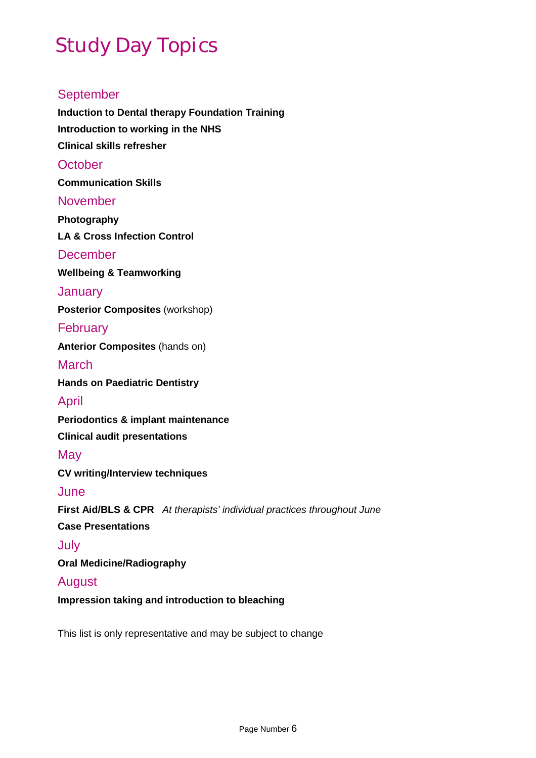# Study Day Topics

## September

**Induction to Dental therapy Foundation Training**

**Introduction to working in the NHS**

**Clinical skills refresher**

## October

**Communication Skills**

## November

**Photography**

**LA & Cross Infection Control**

## December

**Wellbeing & Teamworking**

## January

**Posterior Composites** (workshop)

## February

**Anterior Composites** (hands on)

## March

**Hands on Paediatric Dentistry**

## April

**Periodontics & implant maintenance**

**Clinical audit presentations**

## May

**CV writing/Interview techniques**

## June

**First Aid/BLS & CPR** *At therapists' individual practices throughout June*

**Case Presentations**

## July

**Oral Medicine/Radiography**

## August

**Impression taking and introduction to bleaching**

This list is only representative and may be subject to change